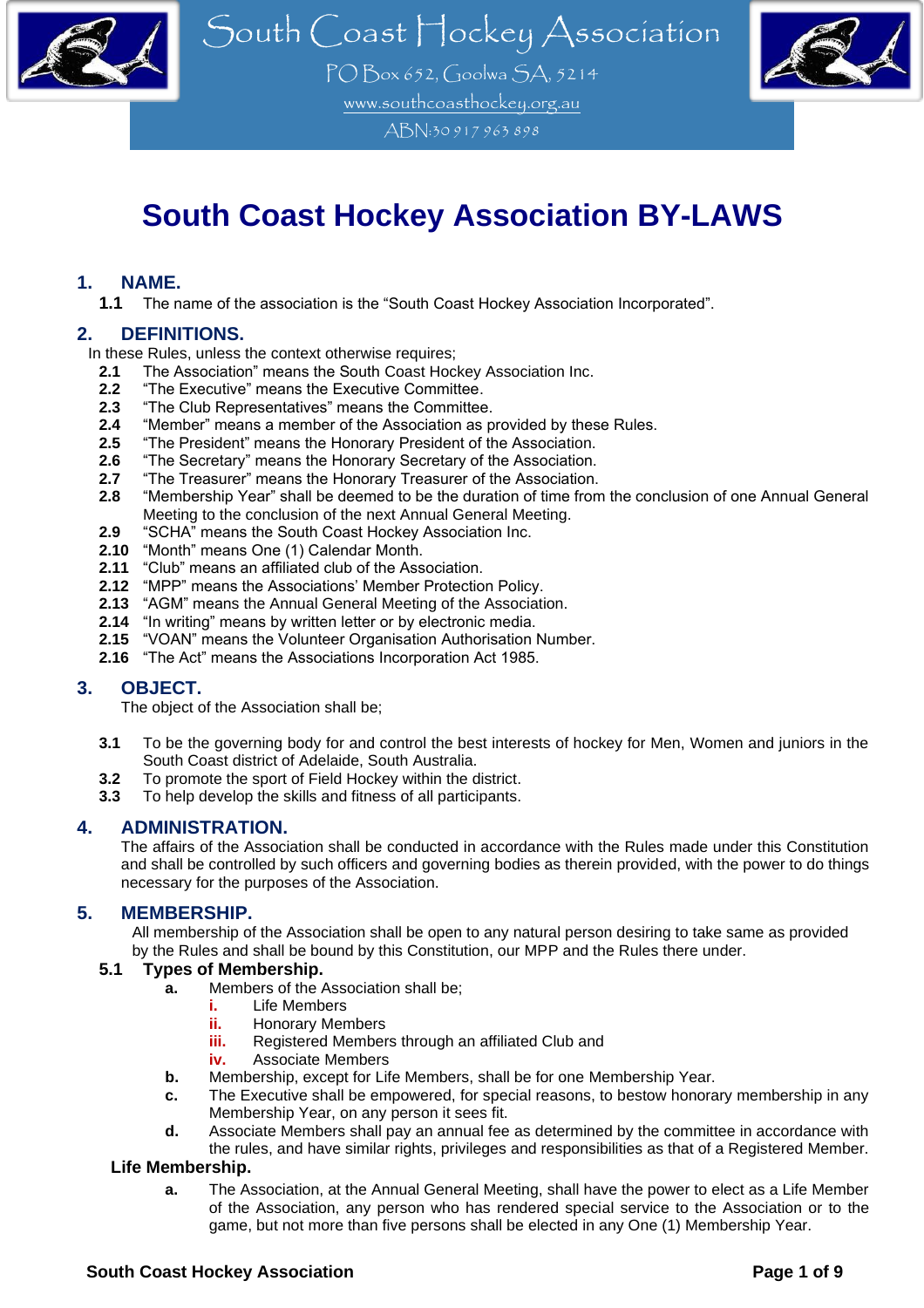South Coast Hockey Association

PO Box 652, Goolwa SA, 5214

www.southcoasthockey.org.au

ABN:30 917 963 898

# South Coast Hockey Association BY-LAWS

## 1. NAME.

**1.1** The name of the association is the "South Coast Hockey Association Incorporated".

## 2. DEFINITIONS.

In these Rules, unless the context otherwise requires;

**2.1** The Association" means the South Coast Hockey Association Inc.
**2.2** "The Executive" means the Executive Committee.
**2.3** "The Club Representatives" means the Committee.
**2.4** "Member" means a member of the Association as provided by these Rules.
**2.5** "The President" means the Honorary President of the Association.
**2.6** "The Secretary" means the Honorary Secretary of the Association.
**2.7** "The Treasurer" means the Honorary Treasurer of the Association.
**2.8** "Membership Year" shall be deemed to be the duration of time from the conclusion of one Annual General Meeting to the conclusion of the next Annual General Meeting.
**2.9** "SCHA" means the South Coast Hockey Association Inc.
**2.10** "Month" means One (1) Calendar Month.
**2.11** "Club" means an affiliated club of the Association.
**2.12** "MPP" means the Associations' Member Protection Policy.
**2.13** "AGM" means the Annual General Meeting of the Association.
**2.14** "In writing" means by written letter or by electronic media.
**2.15** "VOAN" means the Volunteer Organisation Authorisation Number.
**2.16** "The Act" means the Associations Incorporation Act 1985.

## 3. OBJECT.

The object of the Association shall be;

**3.1** To be the governing body for and control the best interests of hockey for Men, Women and juniors in the South Coast district of Adelaide, South Australia.
**3.2** To promote the sport of Field Hockey within the district.
**3.3** To help develop the skills and fitness of all participants.

## 4. ADMINISTRATION.

The affairs of the Association shall be conducted in accordance with the Rules made under this Constitution and shall be controlled by such officers and governing bodies as therein provided, with the power to do things necessary for the purposes of the Association.

## 5. MEMBERSHIP.

All membership of the Association shall be open to any natural person desiring to take same as provided by the Rules and shall be bound by this Constitution, our MPP and the Rules there under.

### 5.1 Types of Membership.

**a.** Members of the Association shall be;

- **i.** Life Members
- **ii.** Honorary Members
- **iii.** Registered Members through an affiliated Club and
- **iv.** Associate Members

**b.** Membership, except for Life Members, shall be for one Membership Year.

**c.** The Executive shall be empowered, for special reasons, to bestow honorary membership in any Membership Year, on any person it sees fit.

**d.** Associate Members shall pay an annual fee as determined by the committee in accordance with the rules, and have similar rights, privileges and responsibilities as that of a Registered Member.

### Life Membership.

**a.** The Association, at the Annual General Meeting, shall have the power to elect as a Life Member of the Association, any person who has rendered special service to the Association or to the game, but not more than five persons shall be elected in any One (1) Membership Year.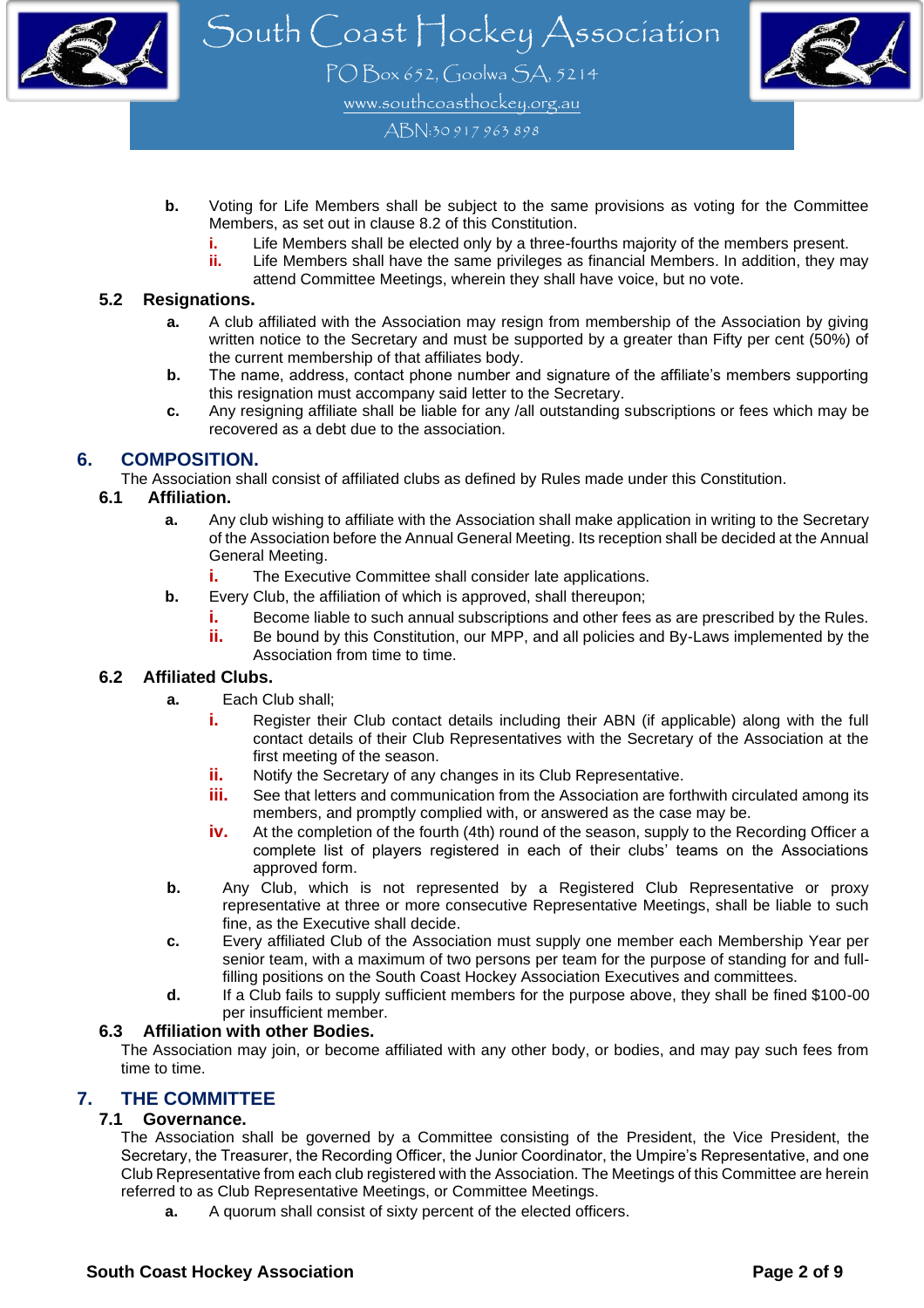b. Voting for Life Members shall be subject to the same provisions as voting for the Committee Members, as set out in clause 8.2 of this Constitution.
   - i. Life Members shall be elected only by a three-fourths majority of the members present.
   - ii. Life Members shall have the same privileges as financial Members. In addition, they may attend Committee Meetings, wherein they shall have voice, but no vote.

### 5.2 Resignations.

a. A club affiliated with the Association may resign from membership of the Association by giving written notice to the Secretary and must be supported by a greater than Fifty per cent (50%) of the current membership of that affiliates body.

b. The name, address, contact phone number and signature of the affiliate's members supporting this resignation must accompany said letter to the Secretary.

c. Any resigning affiliate shall be liable for any /all outstanding subscriptions or fees which may be recovered as a debt due to the association.

## 6. COMPOSITION.

The Association shall consist of affiliated clubs as defined by Rules made under this Constitution.

### 6.1 Affiliation.

a. Any club wishing to affiliate with the Association shall make application in writing to the Secretary of the Association before the Annual General Meeting. Its reception shall be decided at the Annual General Meeting.
   - i. The Executive Committee shall consider late applications.

b. Every Club, the affiliation of which is approved, shall thereupon;
   - i. Become liable to such annual subscriptions and other fees as are prescribed by the Rules.
   - ii. Be bound by this Constitution, our MPP, and all policies and By-Laws implemented by the Association from time to time.

### 6.2 Affiliated Clubs.

a. Each Club shall;
   - i. Register their Club contact details including their ABN (if applicable) along with the full contact details of their Club Representatives with the Secretary of the Association at the first meeting of the season.
   - ii. Notify the Secretary of any changes in its Club Representative.
   - iii. See that letters and communication from the Association are forthwith circulated among its members, and promptly complied with, or answered as the case may be.
   - iv. At the completion of the fourth (4th) round of the season, supply to the Recording Officer a complete list of players registered in each of their clubs' teams on the Associations approved form.

b. Any Club, which is not represented by a Registered Club Representative or proxy representative at three or more consecutive Representative Meetings, shall be liable to such fine, as the Executive shall decide.

c. Every affiliated Club of the Association must supply one member each Membership Year per senior team, with a maximum of two persons per team for the purpose of standing for and full-filling positions on the South Coast Hockey Association Executives and committees.

d. If a Club fails to supply sufficient members for the purpose above, they shall be fined $100-00 per insufficient member.

### 6.3 Affiliation with other Bodies.

The Association may join, or become affiliated with any other body, or bodies, and may pay such fees from time to time.

## 7. THE COMMITTEE

### 7.1 Governance.

The Association shall be governed by a Committee consisting of the President, the Vice President, the Secretary, the Treasurer, the Recording Officer, the Junior Coordinator, the Umpire's Representative, and one Club Representative from each club registered with the Association. The Meetings of this Committee are herein referred to as Club Representative Meetings, or Committee Meetings.

a. A quorum shall consist of sixty percent of the elected officers.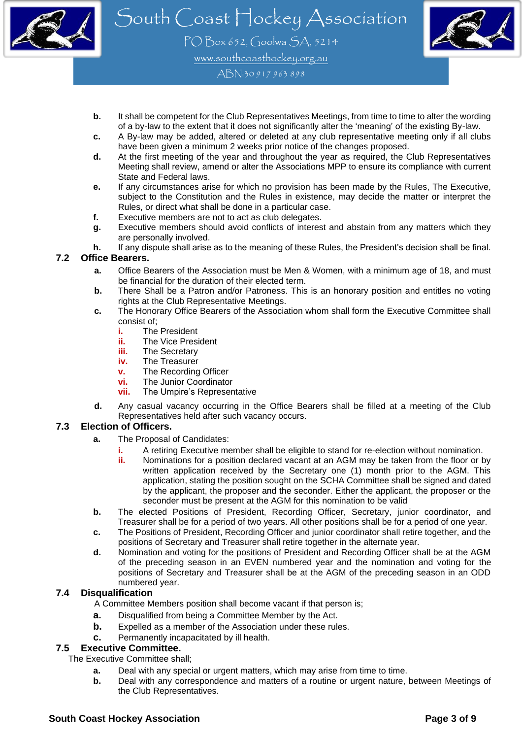b. It shall be competent for the Club Representatives Meetings, from time to time to alter the wording of a by-law to the extent that it does not significantly alter the 'meaning' of the existing By-law.

c. A By-law may be added, altered or deleted at any club representative meeting only if all clubs have been given a minimum 2 weeks prior notice of the changes proposed.

d. At the first meeting of the year and throughout the year as required, the Club Representatives Meeting shall review, amend or alter the Associations MPP to ensure its compliance with current State and Federal laws.

e. If any circumstances arise for which no provision has been made by the Rules, The Executive, subject to the Constitution and the Rules in existence, may decide the matter or interpret the Rules, or direct what shall be done in a particular case.

f. Executive members are not to act as club delegates.

g. Executive members should avoid conflicts of interest and abstain from any matters which they are personally involved.

h. If any dispute shall arise as to the meaning of these Rules, the President's decision shall be final.

## 7.2 Office Bearers.

a. Office Bearers of the Association must be Men & Women, with a minimum age of 18, and must be financial for the duration of their elected term.

b. There Shall be a Patron and/or Patroness. This is an honorary position and entitles no voting rights at the Club Representative Meetings.

c. The Honorary Office Bearers of the Association whom shall form the Executive Committee shall consist of;

   i. The President
   ii. The Vice President
   iii. The Secretary
   iv. The Treasurer
   v. The Recording Officer
   vi. The Junior Coordinator
   vii. The Umpire's Representative

d. Any casual vacancy occurring in the Office Bearers shall be filled at a meeting of the Club Representatives held after such vacancy occurs.

## 7.3 Election of Officers.

a. The Proposal of Candidates:

   i. A retiring Executive member shall be eligible to stand for re-election without nomination.
   ii. Nominations for a position declared vacant at an AGM may be taken from the floor or by written application received by the Secretary one (1) month prior to the AGM. This application, stating the position sought on the SCHA Committee shall be signed and dated by the applicant, the proposer and the seconder. Either the applicant, the proposer or the seconder must be present at the AGM for this nomination to be valid

b. The elected Positions of President, Recording Officer, Secretary, junior coordinator, and Treasurer shall be for a period of two years. All other positions shall be for a period of one year.

c. The Positions of President, Recording Officer and junior coordinator shall retire together, and the positions of Secretary and Treasurer shall retire together in the alternate year.

d. Nomination and voting for the positions of President and Recording Officer shall be at the AGM of the preceding season in an EVEN numbered year and the nomination and voting for the positions of Secretary and Treasurer shall be at the AGM of the preceding season in an ODD numbered year.

## 7.4 Disqualification

A Committee Members position shall become vacant if that person is;

a. Disqualified from being a Committee Member by the Act.

b. Expelled as a member of the Association under these rules.

c. Permanently incapacitated by ill health.

## 7.5 Executive Committee.

The Executive Committee shall;

a. Deal with any special or urgent matters, which may arise from time to time.

b. Deal with any correspondence and matters of a routine or urgent nature, between Meetings of the Club Representatives.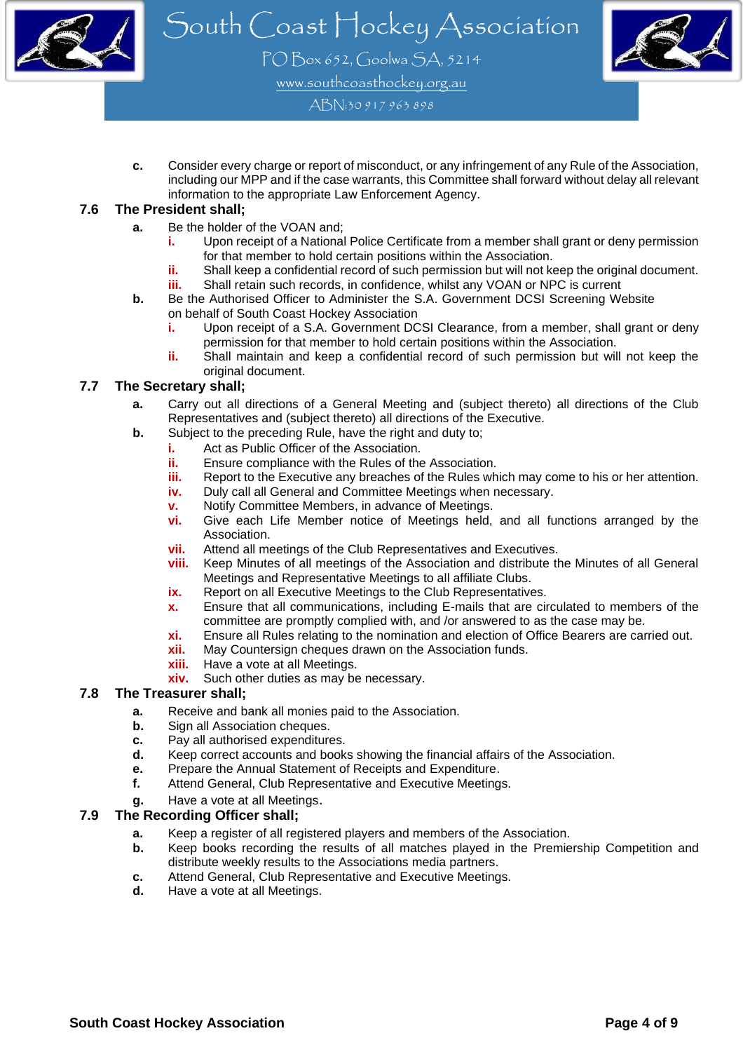c. Consider every charge or report of misconduct, or any infringement of any Rule of the Association, including our MPP and if the case warrants, this Committee shall forward without delay all relevant information to the appropriate Law Enforcement Agency.

### 7.6 The President shall;

a. Be the holder of the VOAN and;
   - i. Upon receipt of a National Police Certificate from a member shall grant or deny permission for that member to hold certain positions within the Association.
   - ii. Shall keep a confidential record of such permission but will not keep the original document.
   - iii. Shall retain such records, in confidence, whilst any VOAN or NPC is current

b. Be the Authorised Officer to Administer the S.A. Government DCSI Screening Website on behalf of South Coast Hockey Association
   - i. Upon receipt of a S.A. Government DCSI Clearance, from a member, shall grant or deny permission for that member to hold certain positions within the Association.
   - ii. Shall maintain and keep a confidential record of such permission but will not keep the original document.

### 7.7 The Secretary shall;

a. Carry out all directions of a General Meeting and (subject thereto) all directions of the Club Representatives and (subject thereto) all directions of the Executive.

b. Subject to the preceding Rule, have the right and duty to;
   - i. Act as Public Officer of the Association.
   - ii. Ensure compliance with the Rules of the Association.
   - iii. Report to the Executive any breaches of the Rules which may come to his or her attention.
   - iv. Duly call all General and Committee Meetings when necessary.
   - v. Notify Committee Members, in advance of Meetings.
   - vi. Give each Life Member notice of Meetings held, and all functions arranged by the Association.
   - vii. Attend all meetings of the Club Representatives and Executives.
   - viii. Keep Minutes of all meetings of the Association and distribute the Minutes of all General Meetings and Representative Meetings to all affiliate Clubs.
   - ix. Report on all Executive Meetings to the Club Representatives.
   - x. Ensure that all communications, including E-mails that are circulated to members of the committee are promptly complied with, and /or answered to as the case may be.
   - xi. Ensure all Rules relating to the nomination and election of Office Bearers are carried out.
   - xii. May Countersign cheques drawn on the Association funds.
   - xiii. Have a vote at all Meetings.
   - xiv. Such other duties as may be necessary.

### 7.8 The Treasurer shall;

a. Receive and bank all monies paid to the Association.

b. Sign all Association cheques.

c. Pay all authorised expenditures.

d. Keep correct accounts and books showing the financial affairs of the Association.

e. Prepare the Annual Statement of Receipts and Expenditure.

f. Attend General, Club Representative and Executive Meetings.

g. Have a vote at all Meetings.

### 7.9 The Recording Officer shall;

a. Keep a register of all registered players and members of the Association.

b. Keep books recording the results of all matches played in the Premiership Competition and distribute weekly results to the Associations media partners.

c. Attend General, Club Representative and Executive Meetings.

d. Have a vote at all Meetings.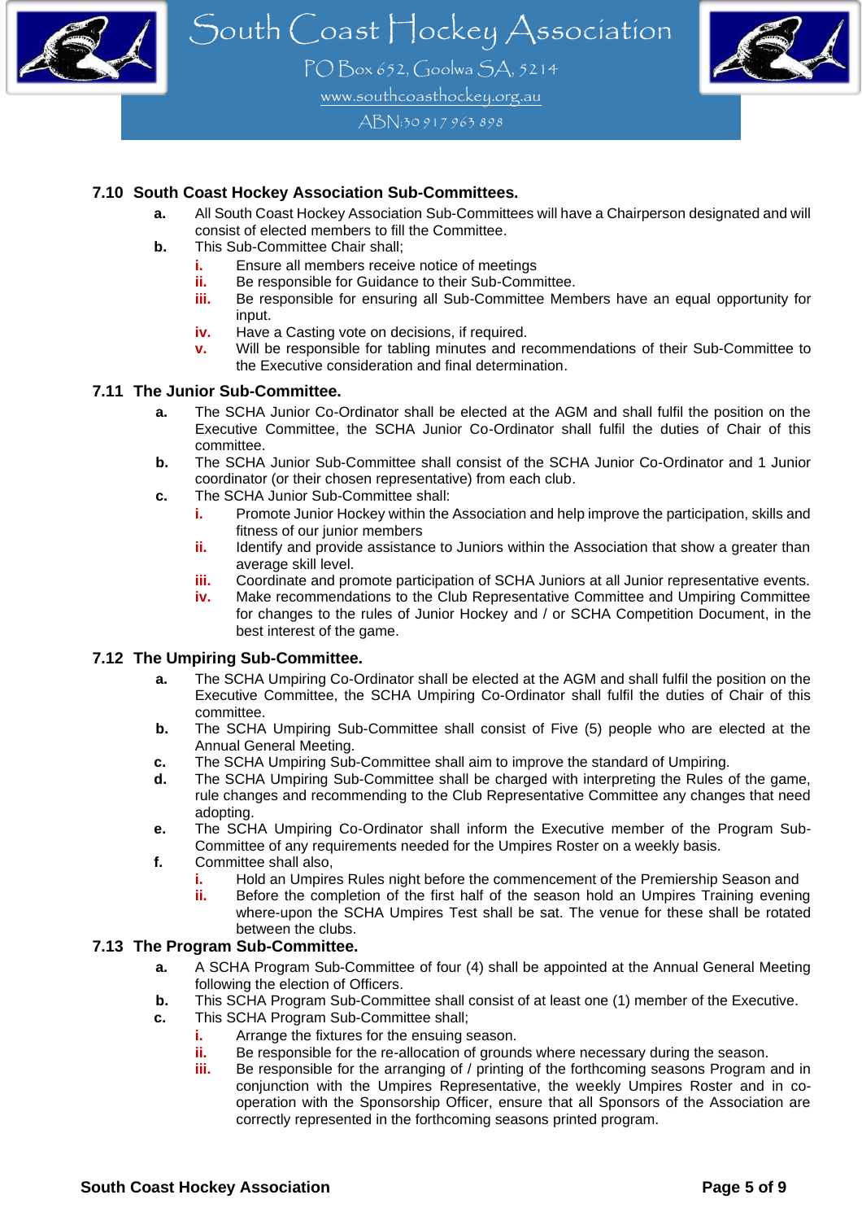### 7.10 South Coast Hockey Association Sub-Committees.

**a.** All South Coast Hockey Association Sub-Committees will have a Chairperson designated and will consist of elected members to fill the Committee.

**b.** This Sub-Committee Chair shall;

- **i.** Ensure all members receive notice of meetings
- **ii.** Be responsible for Guidance to their Sub-Committee.
- **iii.** Be responsible for ensuring all Sub-Committee Members have an equal opportunity for input.
- **iv.** Have a Casting vote on decisions, if required.
- **v.** Will be responsible for tabling minutes and recommendations of their Sub-Committee to the Executive consideration and final determination.

### 7.11 The Junior Sub-Committee.

**a.** The SCHA Junior Co-Ordinator shall be elected at the AGM and shall fulfil the position on the Executive Committee, the SCHA Junior Co-Ordinator shall fulfil the duties of Chair of this committee.

**b.** The SCHA Junior Sub-Committee shall consist of the SCHA Junior Co-Ordinator and 1 Junior coordinator (or their chosen representative) from each club.

**c.** The SCHA Junior Sub-Committee shall:

- **i.** Promote Junior Hockey within the Association and help improve the participation, skills and fitness of our junior members
- **ii.** Identify and provide assistance to Juniors within the Association that show a greater than average skill level.
- **iii.** Coordinate and promote participation of SCHA Juniors at all Junior representative events.
- **iv.** Make recommendations to the Club Representative Committee and Umpiring Committee for changes to the rules of Junior Hockey and / or SCHA Competition Document, in the best interest of the game.

### 7.12 The Umpiring Sub-Committee.

**a.** The SCHA Umpiring Co-Ordinator shall be elected at the AGM and shall fulfil the position on the Executive Committee, the SCHA Umpiring Co-Ordinator shall fulfil the duties of Chair of this committee.

**b.** The SCHA Umpiring Sub-Committee shall consist of Five (5) people who are elected at the Annual General Meeting.

**c.** The SCHA Umpiring Sub-Committee shall aim to improve the standard of Umpiring.

**d.** The SCHA Umpiring Sub-Committee shall be charged with interpreting the Rules of the game, rule changes and recommending to the Club Representative Committee any changes that need adopting.

**e.** The SCHA Umpiring Co-Ordinator shall inform the Executive member of the Program Sub-Committee of any requirements needed for the Umpires Roster on a weekly basis.

**f.** Committee shall also,

- **i.** Hold an Umpires Rules night before the commencement of the Premiership Season and
- **ii.** Before the completion of the first half of the season hold an Umpires Training evening where-upon the SCHA Umpires Test shall be sat. The venue for these shall be rotated between the clubs.

### 7.13 The Program Sub-Committee.

**a.** A SCHA Program Sub-Committee of four (4) shall be appointed at the Annual General Meeting following the election of Officers.

**b.** This SCHA Program Sub-Committee shall consist of at least one (1) member of the Executive.

**c.** This SCHA Program Sub-Committee shall;

- **i.** Arrange the fixtures for the ensuing season.
- **ii.** Be responsible for the re-allocation of grounds where necessary during the season.
- **iii.** Be responsible for the arranging of / printing of the forthcoming seasons Program and in conjunction with the Umpires Representative, the weekly Umpires Roster and in co-operation with the Sponsorship Officer, ensure that all Sponsors of the Association are correctly represented in the forthcoming seasons printed program.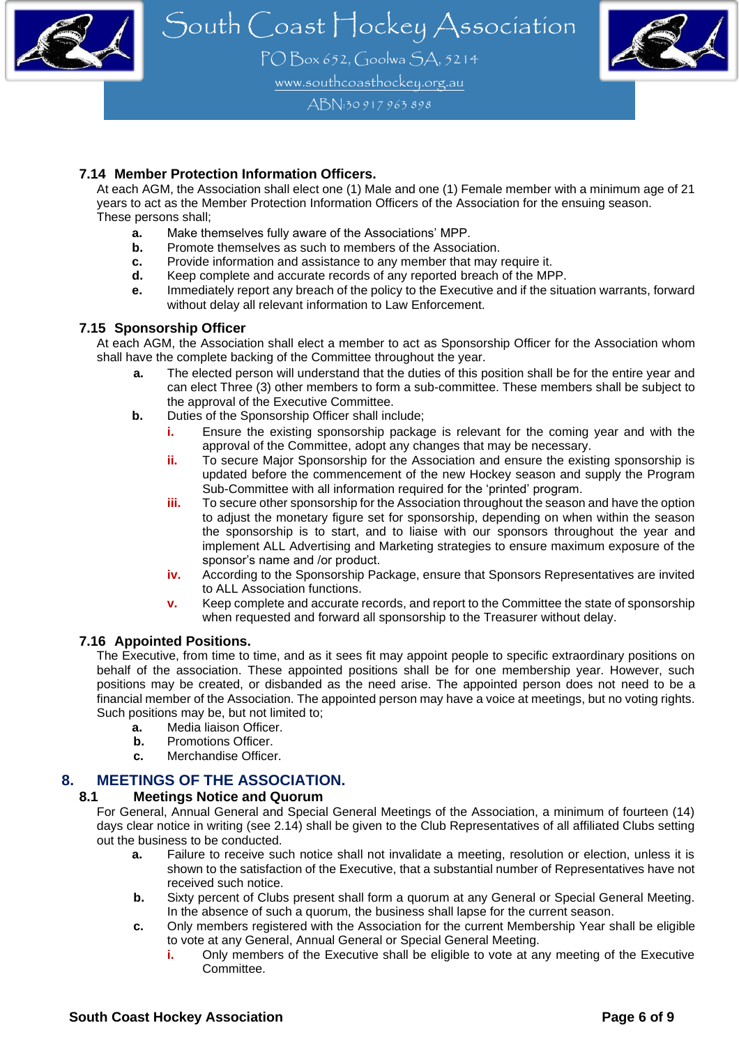### 7.14 Member Protection Information Officers.

At each AGM, the Association shall elect one (1) Male and one (1) Female member with a minimum age of 21 years to act as the Member Protection Information Officers of the Association for the ensuing season.
These persons shall;

- **a.** Make themselves fully aware of the Associations' MPP.
- **b.** Promote themselves as such to members of the Association.
- **c.** Provide information and assistance to any member that may require it.
- **d.** Keep complete and accurate records of any reported breach of the MPP.
- **e.** Immediately report any breach of the policy to the Executive and if the situation warrants, forward without delay all relevant information to Law Enforcement.

### 7.15 Sponsorship Officer

At each AGM, the Association shall elect a member to act as Sponsorship Officer for the Association whom shall have the complete backing of the Committee throughout the year.

- **a.** The elected person will understand that the duties of this position shall be for the entire year and can elect Three (3) other members to form a sub-committee. These members shall be subject to the approval of the Executive Committee.
- **b.** Duties of the Sponsorship Officer shall include;
  - **i.** Ensure the existing sponsorship package is relevant for the coming year and with the approval of the Committee, adopt any changes that may be necessary.
  - **ii.** To secure Major Sponsorship for the Association and ensure the existing sponsorship is updated before the commencement of the new Hockey season and supply the Program Sub-Committee with all information required for the 'printed' program.
  - **iii.** To secure other sponsorship for the Association throughout the season and have the option to adjust the monetary figure set for sponsorship, depending on when within the season the sponsorship is to start, and to liaise with our sponsors throughout the year and implement ALL Advertising and Marketing strategies to ensure maximum exposure of the sponsor's name and /or product.
  - **iv.** According to the Sponsorship Package, ensure that Sponsors Representatives are invited to ALL Association functions.
  - **v.** Keep complete and accurate records, and report to the Committee the state of sponsorship when requested and forward all sponsorship to the Treasurer without delay.

### 7.16 Appointed Positions.

The Executive, from time to time, and as it sees fit may appoint people to specific extraordinary positions on behalf of the association. These appointed positions shall be for one membership year. However, such positions may be created, or disbanded as the need arise. The appointed person does not need to be a financial member of the Association. The appointed person may have a voice at meetings, but no voting rights. Such positions may be, but not limited to;

- **a.** Media liaison Officer.
- **b.** Promotions Officer.
- **c.** Merchandise Officer.

## 8. MEETINGS OF THE ASSOCIATION.

### 8.1 Meetings Notice and Quorum

For General, Annual General and Special General Meetings of the Association, a minimum of fourteen (14) days clear notice in writing (see 2.14) shall be given to the Club Representatives of all affiliated Clubs setting out the business to be conducted.

- **a.** Failure to receive such notice shall not invalidate a meeting, resolution or election, unless it is shown to the satisfaction of the Executive, that a substantial number of Representatives have not received such notice.
- **b.** Sixty percent of Clubs present shall form a quorum at any General or Special General Meeting. In the absence of such a quorum, the business shall lapse for the current season.
- **c.** Only members registered with the Association for the current Membership Year shall be eligible to vote at any General, Annual General or Special General Meeting.
  - **i.** Only members of the Executive shall be eligible to vote at any meeting of the Executive Committee.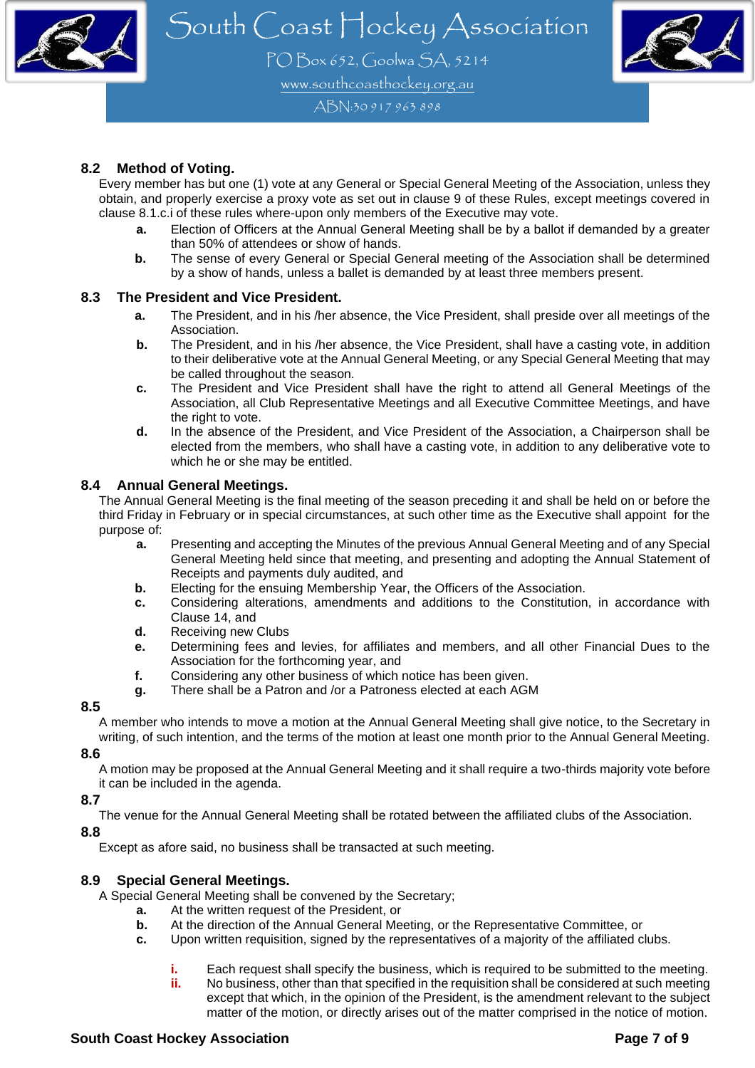### 8.2 Method of Voting.

Every member has but one (1) vote at any General or Special General Meeting of the Association, unless they obtain, and properly exercise a proxy vote as set out in clause 9 of these Rules, except meetings covered in clause 8.1.c.i of these rules where-upon only members of the Executive may vote.

- **a.** Election of Officers at the Annual General Meeting shall be by a ballot if demanded by a greater than 50% of attendees or show of hands.
- **b.** The sense of every General or Special General meeting of the Association shall be determined by a show of hands, unless a ballet is demanded by at least three members present.

### 8.3 The President and Vice President.

- **a.** The President, and in his /her absence, the Vice President, shall preside over all meetings of the Association.
- **b.** The President, and in his /her absence, the Vice President, shall have a casting vote, in addition to their deliberative vote at the Annual General Meeting, or any Special General Meeting that may be called throughout the season.
- **c.** The President and Vice President shall have the right to attend all General Meetings of the Association, all Club Representative Meetings and all Executive Committee Meetings, and have the right to vote.
- **d.** In the absence of the President, and Vice President of the Association, a Chairperson shall be elected from the members, who shall have a casting vote, in addition to any deliberative vote to which he or she may be entitled.

### 8.4 Annual General Meetings.

The Annual General Meeting is the final meeting of the season preceding it and shall be held on or before the third Friday in February or in special circumstances, at such other time as the Executive shall appoint for the purpose of:

- **a.** Presenting and accepting the Minutes of the previous Annual General Meeting and of any Special General Meeting held since that meeting, and presenting and adopting the Annual Statement of Receipts and payments duly audited, and
- **b.** Electing for the ensuing Membership Year, the Officers of the Association.
- **c.** Considering alterations, amendments and additions to the Constitution, in accordance with Clause 14, and
- **d.** Receiving new Clubs
- **e.** Determining fees and levies, for affiliates and members, and all other Financial Dues to the Association for the forthcoming year, and
- **f.** Considering any other business of which notice has been given.
- **g.** There shall be a Patron and /or a Patroness elected at each AGM

### 8.5

A member who intends to move a motion at the Annual General Meeting shall give notice, to the Secretary in writing, of such intention, and the terms of the motion at least one month prior to the Annual General Meeting.

### 8.6

A motion may be proposed at the Annual General Meeting and it shall require a two-thirds majority vote before it can be included in the agenda.

### 8.7

The venue for the Annual General Meeting shall be rotated between the affiliated clubs of the Association.

### 8.8

Except as afore said, no business shall be transacted at such meeting.

### 8.9 Special General Meetings.

A Special General Meeting shall be convened by the Secretary;

- **a.** At the written request of the President, or
- **b.** At the direction of the Annual General Meeting, or the Representative Committee, or
- **c.** Upon written requisition, signed by the representatives of a majority of the affiliated clubs.
    - **i.** Each request shall specify the business, which is required to be submitted to the meeting.
    - **ii.** No business, other than that specified in the requisition shall be considered at such meeting except that which, in the opinion of the President, is the amendment relevant to the subject matter of the motion, or directly arises out of the matter comprised in the notice of motion.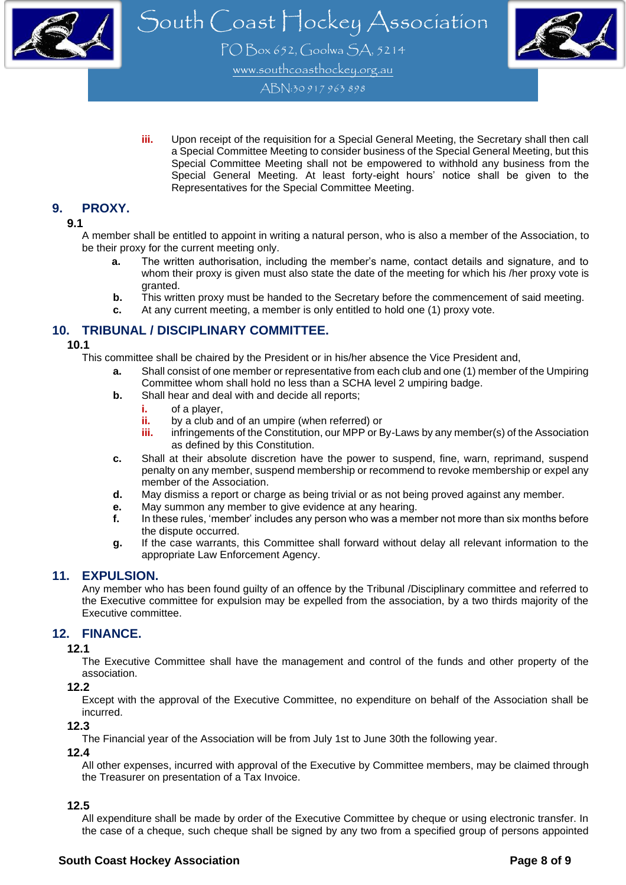iii. Upon receipt of the requisition for a Special General Meeting, the Secretary shall then call a Special Committee Meeting to consider business of the Special General Meeting, but this Special Committee Meeting shall not be empowered to withhold any business from the Special General Meeting. At least forty-eight hours' notice shall be given to the Representatives for the Special Committee Meeting.

## 9. PROXY.

**9.1**

A member shall be entitled to appoint in writing a natural person, who is also a member of the Association, to be their proxy for the current meeting only.

- **a.** The written authorisation, including the member's name, contact details and signature, and to whom their proxy is given must also state the date of the meeting for which his /her proxy vote is granted.
- **b.** This written proxy must be handed to the Secretary before the commencement of said meeting.
- **c.** At any current meeting, a member is only entitled to hold one (1) proxy vote.

## 10. TRIBUNAL / DISCIPLINARY COMMITTEE.

**10.1**

This committee shall be chaired by the President or in his/her absence the Vice President and,

- **a.** Shall consist of one member or representative from each club and one (1) member of the Umpiring Committee whom shall hold no less than a SCHA level 2 umpiring badge.
- **b.** Shall hear and deal with and decide all reports;
  - **i.** of a player,
  - **ii.** by a club and of an umpire (when referred) or
  - **iii.** infringements of the Constitution, our MPP or By-Laws by any member(s) of the Association as defined by this Constitution.
- **c.** Shall at their absolute discretion have the power to suspend, fine, warn, reprimand, suspend penalty on any member, suspend membership or recommend to revoke membership or expel any member of the Association.
- **d.** May dismiss a report or charge as being trivial or as not being proved against any member.
- **e.** May summon any member to give evidence at any hearing.
- **f.** In these rules, 'member' includes any person who was a member not more than six months before the dispute occurred.
- **g.** If the case warrants, this Committee shall forward without delay all relevant information to the appropriate Law Enforcement Agency.

## 11. EXPULSION.

Any member who has been found guilty of an offence by the Tribunal /Disciplinary committee and referred to the Executive committee for expulsion may be expelled from the association, by a two thirds majority of the Executive committee.

## 12. FINANCE.

**12.1**

The Executive Committee shall have the management and control of the funds and other property of the association.

**12.2**

Except with the approval of the Executive Committee, no expenditure on behalf of the Association shall be incurred.

**12.3**

The Financial year of the Association will be from July 1st to June 30th the following year.

**12.4**

All other expenses, incurred with approval of the Executive by Committee members, may be claimed through the Treasurer on presentation of a Tax Invoice.

**12.5**

All expenditure shall be made by order of the Executive Committee by cheque or using electronic transfer. In the case of a cheque, such cheque shall be signed by any two from a specified group of persons appointed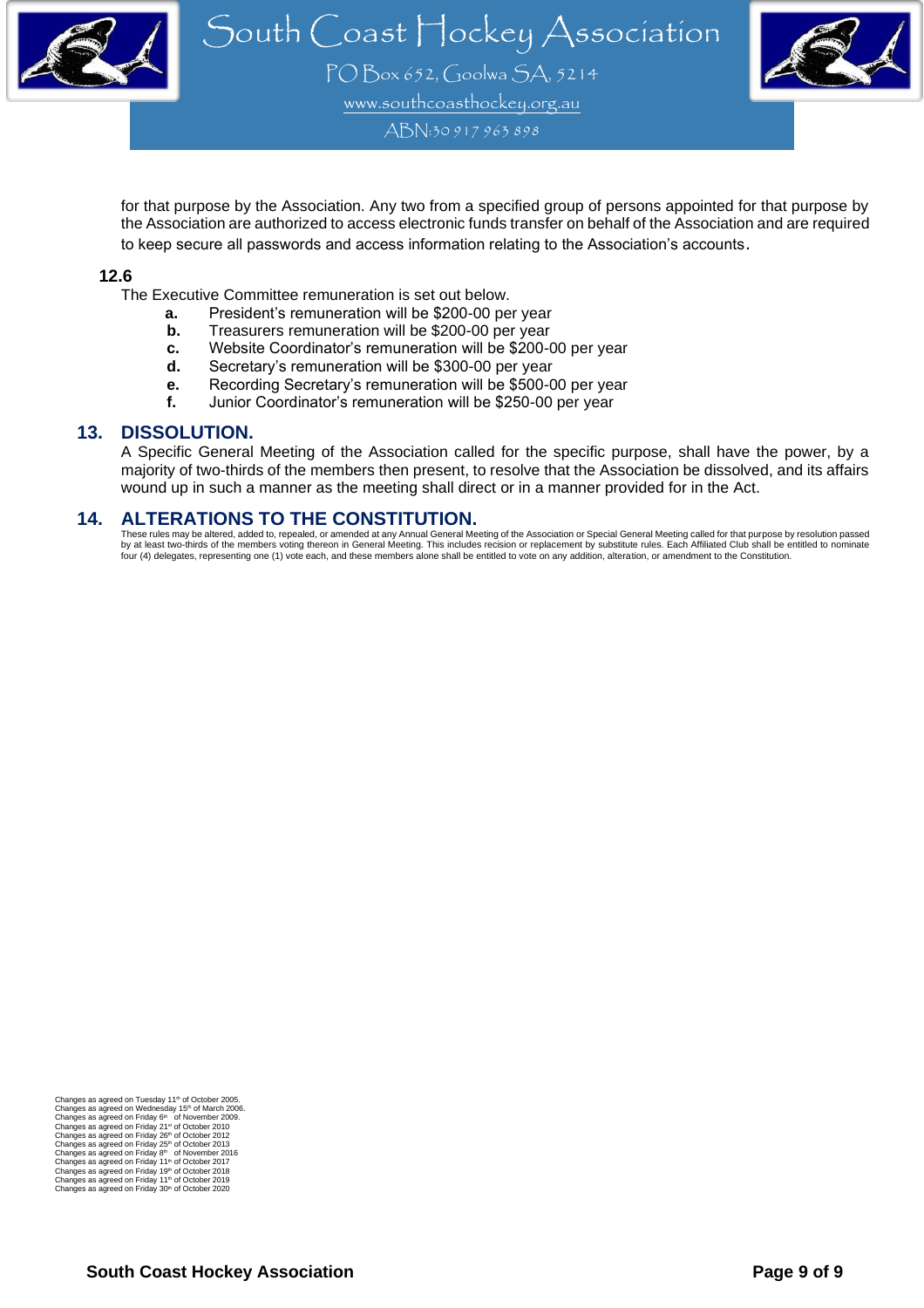for that purpose by the Association. Any two from a specified group of persons appointed for that purpose by the Association are authorized to access electronic funds transfer on behalf of the Association and are required to keep secure all passwords and access information relating to the Association's accounts.

**12.6**

The Executive Committee remuneration is set out below.

- **a.** President's remuneration will be $200-00 per year
- **b.** Treasurers remuneration will be $200-00 per year
- **c.** Website Coordinator's remuneration will be $200-00 per year
- **d.** Secretary's remuneration will be $300-00 per year
- **e.** Recording Secretary's remuneration will be $500-00 per year
- **f.** Junior Coordinator's remuneration will be $250-00 per year

## 13. DISSOLUTION.

A Specific General Meeting of the Association called for the specific purpose, shall have the power, by a majority of two-thirds of the members then present, to resolve that the Association be dissolved, and its affairs wound up in such a manner as the meeting shall direct or in a manner provided for in the Act.

## 14. ALTERATIONS TO THE CONSTITUTION.

These rules may be altered, added to, repealed, or amended at any Annual General Meeting of the Association or Special General Meeting called for that purpose by resolution passed by at least two-thirds of the members voting thereon in General Meeting. This includes recision or replacement by substitute rules. Each Affiliated Club shall be entitled to nominate four (4) delegates, representing one (1) vote each, and these members alone shall be entitled to vote on any addition, alteration, or amendment to the Constitution.

Changes as agreed on Tuesday 11th of October 2005.
Changes as agreed on Wednesday 15th of March 2006.
Changes as agreed on Friday 6th of November 2009.
Changes as agreed on Friday 21st of October 2010
Changes as agreed on Friday 26th of October 2012
Changes as agreed on Friday 25th of October 2013
Changes as agreed on Friday 8th of November 2016
Changes as agreed on Friday 11th of October 2017
Changes as agreed on Friday 19th of October 2018
Changes as agreed on Friday 11th of October 2019
Changes as agreed on Friday 30th of October 2020